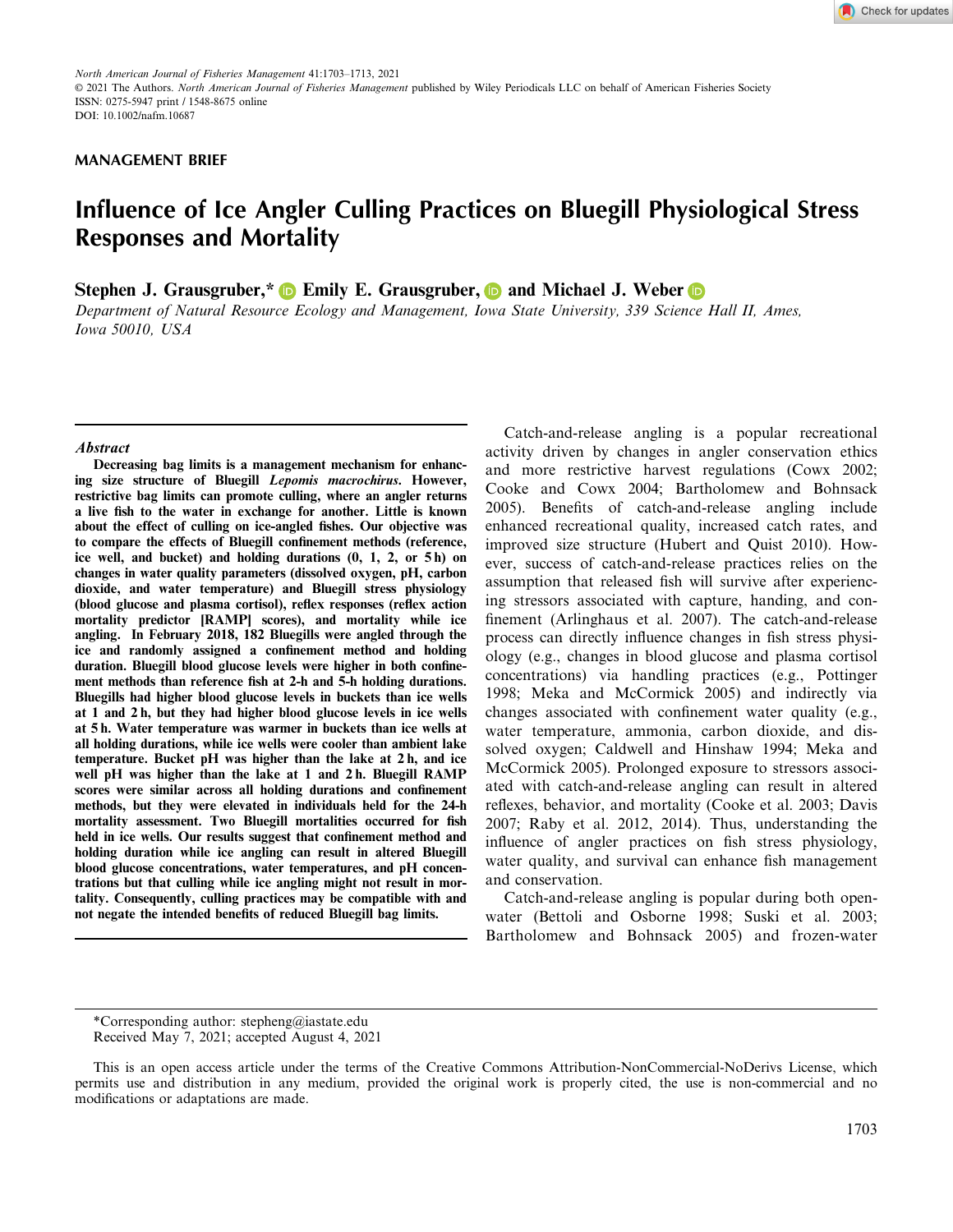North American Journal of Fisheries Management 41:1703–1713, 2021
© 2021 The Authors. North American Journal of Fisheries Management published by Wiley Periodicals LLC on behalf of American Fisheries Society
ISSN: 0275-5947 print / 1548-8675 online
DOI: 10.1002/nafm.10687

MANAGEMENT BRIEF

# Influence of Ice Angler Culling Practices on Bluegill Physiological Stress Responses and Mortality

**Stephen J. Grausgruber,* Emily E. Grausgruber, and Michael J. Weber**

*Department of Natural Resource Ecology and Management, Iowa State University, 339 Science Hall II, Ames, Iowa 50010, USA*

### Abstract

**Decreasing bag limits is a management mechanism for enhancing size structure of Bluegill *Lepomis macrochirus*. However, restrictive bag limits can promote culling, where an angler returns a live fish to the water in exchange for another. Little is known about the effect of culling on ice-angled fishes. Our objective was to compare the effects of Bluegill confinement methods (reference, ice well, and bucket) and holding durations (0, 1, 2, or 5 h) on changes in water quality parameters (dissolved oxygen, pH, carbon dioxide, and water temperature) and Bluegill stress physiology (blood glucose and plasma cortisol), reflex responses (reflex action mortality predictor [RAMP] scores), and mortality while ice angling. In February 2018, 182 Bluegills were angled through the ice and randomly assigned a confinement method and holding duration. Bluegill blood glucose levels were higher in both confinement methods than reference fish at 2-h and 5-h holding durations. Bluegills had higher blood glucose levels in buckets than ice wells at 1 and 2 h, but they had higher blood glucose levels in ice wells at 5 h. Water temperature was warmer in buckets than ice wells at all holding durations, while ice wells were cooler than ambient lake temperature. Bucket pH was higher than the lake at 2 h, and ice well pH was higher than the lake at 1 and 2 h. Bluegill RAMP scores were similar across all holding durations and confinement methods, but they were elevated in individuals held for the 24-h mortality assessment. Two Bluegill mortalities occurred for fish held in ice wells. Our results suggest that confinement method and holding duration while ice angling can result in altered Bluegill blood glucose concentrations, water temperatures, and pH concentrations but that culling while ice angling might not result in mortality. Consequently, culling practices may be compatible with and not negate the intended benefits of reduced Bluegill bag limits.**

Catch-and-release angling is a popular recreational activity driven by changes in angler conservation ethics and more restrictive harvest regulations (Cowx 2002; Cooke and Cowx 2004; Bartholomew and Bohnsack 2005). Benefits of catch-and-release angling include enhanced recreational quality, increased catch rates, and improved size structure (Hubert and Quist 2010). However, success of catch-and-release practices relies on the assumption that released fish will survive after experiencing stressors associated with capture, handing, and confinement (Arlinghaus et al. 2007). The catch-and-release process can directly influence changes in fish stress physiology (e.g., changes in blood glucose and plasma cortisol concentrations) via handling practices (e.g., Pottinger 1998; Meka and McCormick 2005) and indirectly via changes associated with confinement water quality (e.g., water temperature, ammonia, carbon dioxide, and dissolved oxygen; Caldwell and Hinshaw 1994; Meka and McCormick 2005). Prolonged exposure to stressors associated with catch-and-release angling can result in altered reflexes, behavior, and mortality (Cooke et al. 2003; Davis 2007; Raby et al. 2012, 2014). Thus, understanding the influence of angler practices on fish stress physiology, water quality, and survival can enhance fish management and conservation.

Catch-and-release angling is popular during both open-water (Bettoli and Osborne 1998; Suski et al. 2003; Bartholomew and Bohnsack 2005) and frozen-water

*Corresponding author: stepheng@iastate.edu
Received May 7, 2021; accepted August 4, 2021

This is an open access article under the terms of the Creative Commons Attribution-NonCommercial-NoDerivs License, which permits use and distribution in any medium, provided the original work is properly cited, the use is non-commercial and no modifications or adaptations are made.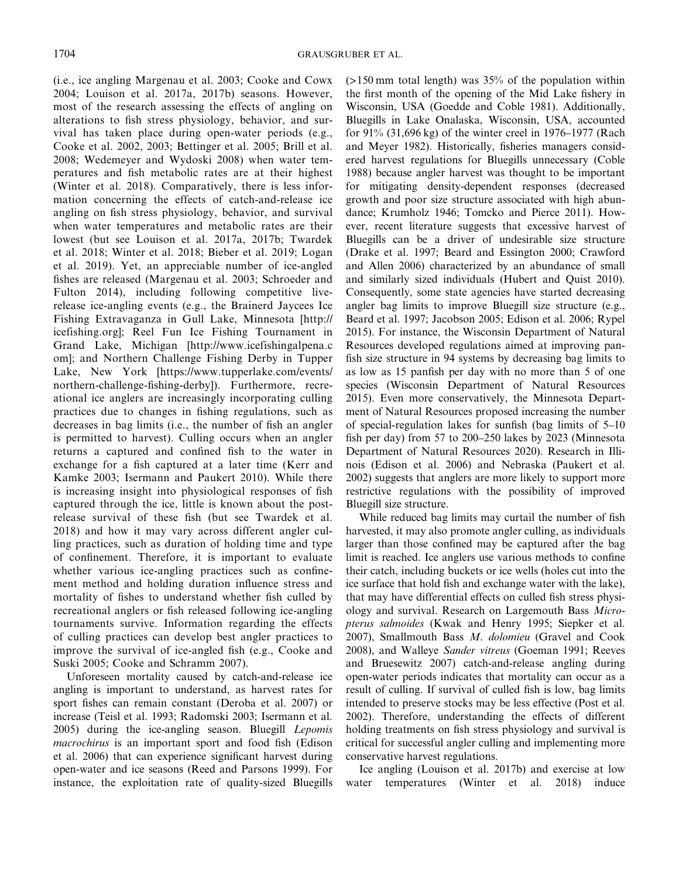(i.e., ice angling Margenau et al. 2003; Cooke and Cowx 2004; Louison et al. 2017a, 2017b) seasons. However, most of the research assessing the effects of angling on alterations to fish stress physiology, behavior, and survival has taken place during open-water periods (e.g., Cooke et al. 2002, 2003; Bettinger et al. 2005; Brill et al. 2008; Wedemeyer and Wydoski 2008) when water temperatures and fish metabolic rates are at their highest (Winter et al. 2018). Comparatively, there is less information concerning the effects of catch-and-release ice angling on fish stress physiology, behavior, and survival when water temperatures and metabolic rates are their lowest (but see Louison et al. 2017a, 2017b; Twardek et al. 2018; Winter et al. 2018; Bieber et al. 2019; Logan et al. 2019). Yet, an appreciable number of ice-angled fishes are released (Margenau et al. 2003; Schroeder and Fulton 2014), including following competitive live-release ice-angling events (e.g., the Brainerd Jaycees Ice Fishing Extravaganza in Gull Lake, Minnesota [http://icefishing.org]; Reel Fun Ice Fishing Tournament in Grand Lake, Michigan [http://www.icefishingalpena.com]; and Northern Challenge Fishing Derby in Tupper Lake, New York [https://www.tupperlake.com/events/northern-challenge-fishing-derby]). Furthermore, recreational ice anglers are increasingly incorporating culling practices due to changes in fishing regulations, such as decreases in bag limits (i.e., the number of fish an angler is permitted to harvest). Culling occurs when an angler returns a captured and confined fish to the water in exchange for a fish captured at a later time (Kerr and Kamke 2003; Isermann and Paukert 2010). While there is increasing insight into physiological responses of fish captured through the ice, little is known about the post-release survival of these fish (but see Twardek et al. 2018) and how it may vary across different angler culling practices, such as duration of holding time and type of confinement. Therefore, it is important to evaluate whether various ice-angling practices such as confinement method and holding duration influence stress and mortality of fishes to understand whether fish culled by recreational anglers or fish released following ice-angling tournaments survive. Information regarding the effects of culling practices can develop best angler practices to improve the survival of ice-angled fish (e.g., Cooke and Suski 2005; Cooke and Schramm 2007).

Unforeseen mortality caused by catch-and-release ice angling is important to understand, as harvest rates for sport fishes can remain constant (Deroba et al. 2007) or increase (Teisl et al. 1993; Radomski 2003; Isermann et al. 2005) during the ice-angling season. Bluegill *Lepomis macrochirus* is an important sport and food fish (Edison et al. 2006) that can experience significant harvest during open-water and ice seasons (Reed and Parsons 1999). For instance, the exploitation rate of quality-sized Bluegills (>150 mm total length) was 35% of the population within the first month of the opening of the Mid Lake fishery in Wisconsin, USA (Goedde and Coble 1981). Additionally, Bluegills in Lake Onalaska, Wisconsin, USA, accounted for 91% (31,696 kg) of the winter creel in 1976–1977 (Rach and Meyer 1982). Historically, fisheries managers considered harvest regulations for Bluegills unnecessary (Coble 1988) because angler harvest was thought to be important for mitigating density-dependent responses (decreased growth and poor size structure associated with high abundance; Krumholz 1946; Tomcko and Pierce 2011). However, recent literature suggests that excessive harvest of Bluegills can be a driver of undesirable size structure (Drake et al. 1997; Beard and Essington 2000; Crawford and Allen 2006) characterized by an abundance of small and similarly sized individuals (Hubert and Quist 2010). Consequently, some state agencies have started decreasing angler bag limits to improve Bluegill size structure (e.g., Beard et al. 1997; Jacobson 2005; Edison et al. 2006; Rypel 2015). For instance, the Wisconsin Department of Natural Resources developed regulations aimed at improving panfish size structure in 94 systems by decreasing bag limits to as low as 15 panfish per day with no more than 5 of one species (Wisconsin Department of Natural Resources 2015). Even more conservatively, the Minnesota Department of Natural Resources proposed increasing the number of special-regulation lakes for sunfish (bag limits of 5–10 fish per day) from 57 to 200–250 lakes by 2023 (Minnesota Department of Natural Resources 2020). Research in Illinois (Edison et al. 2006) and Nebraska (Paukert et al. 2002) suggests that anglers are more likely to support more restrictive regulations with the possibility of improved Bluegill size structure.

While reduced bag limits may curtail the number of fish harvested, it may also promote angler culling, as individuals larger than those confined may be captured after the bag limit is reached. Ice anglers use various methods to confine their catch, including buckets or ice wells (holes cut into the ice surface that hold fish and exchange water with the lake), that may have differential effects on culled fish stress physiology and survival. Research on Largemouth Bass *Micropterus salmoides* (Kwak and Henry 1995; Siepker et al. 2007), Smallmouth Bass *M. dolomieu* (Gravel and Cook 2008), and Walleye *Sander vitreus* (Goeman 1991; Reeves and Bruesewitz 2007) catch-and-release angling during open-water periods indicates that mortality can occur as a result of culling. If survival of culled fish is low, bag limits intended to preserve stocks may be less effective (Post et al. 2002). Therefore, understanding the effects of different holding treatments on fish stress physiology and survival is critical for successful angler culling and implementing more conservative harvest regulations.

Ice angling (Louison et al. 2017b) and exercise at low water temperatures (Winter et al. 2018) induce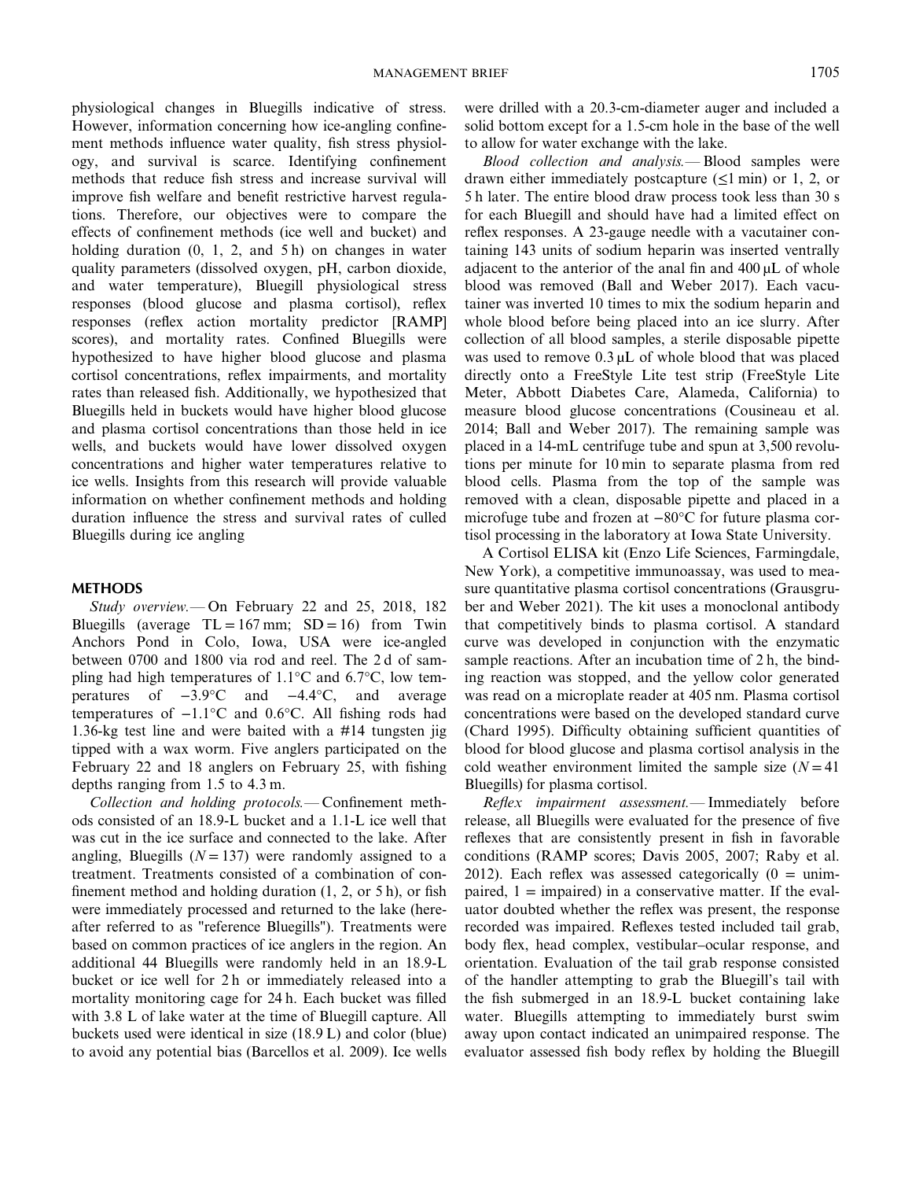physiological changes in Bluegills indicative of stress. However, information concerning how ice-angling confinement methods influence water quality, fish stress physiology, and survival is scarce. Identifying confinement methods that reduce fish stress and increase survival will improve fish welfare and benefit restrictive harvest regulations. Therefore, our objectives were to compare the effects of confinement methods (ice well and bucket) and holding duration (0, 1, 2, and 5 h) on changes in water quality parameters (dissolved oxygen, pH, carbon dioxide, and water temperature), Bluegill physiological stress responses (blood glucose and plasma cortisol), reflex responses (reflex action mortality predictor [RAMP] scores), and mortality rates. Confined Bluegills were hypothesized to have higher blood glucose and plasma cortisol concentrations, reflex impairments, and mortality rates than released fish. Additionally, we hypothesized that Bluegills held in buckets would have higher blood glucose and plasma cortisol concentrations than those held in ice wells, and buckets would have lower dissolved oxygen concentrations and higher water temperatures relative to ice wells. Insights from this research will provide valuable information on whether confinement methods and holding duration influence the stress and survival rates of culled Bluegills during ice angling

## METHODS

*Study overview.*— On February 22 and 25, 2018, 182 Bluegills (average TL = 167 mm; SD = 16) from Twin Anchors Pond in Colo, Iowa, USA were ice-angled between 0700 and 1800 via rod and reel. The 2 d of sampling had high temperatures of 1.1°C and 6.7°C, low temperatures of −3.9°C and −4.4°C, and average temperatures of −1.1°C and 0.6°C. All fishing rods had 1.36-kg test line and were baited with a #14 tungsten jig tipped with a wax worm. Five anglers participated on the February 22 and 18 anglers on February 25, with fishing depths ranging from 1.5 to 4.3 m.

*Collection and holding protocols.*— Confinement methods consisted of an 18.9-L bucket and a 1.1-L ice well that was cut in the ice surface and connected to the lake. After angling, Bluegills ($N = 137$) were randomly assigned to a treatment. Treatments consisted of a combination of confinement method and holding duration (1, 2, or 5 h), or fish were immediately processed and returned to the lake (hereafter referred to as "reference Bluegills"). Treatments were based on common practices of ice anglers in the region. An additional 44 Bluegills were randomly held in an 18.9-L bucket or ice well for 2 h or immediately released into a mortality monitoring cage for 24 h. Each bucket was filled with 3.8 L of lake water at the time of Bluegill capture. All buckets used were identical in size (18.9 L) and color (blue) to avoid any potential bias (Barcellos et al. 2009). Ice wells were drilled with a 20.3-cm-diameter auger and included a solid bottom except for a 1.5-cm hole in the base of the well to allow for water exchange with the lake.

*Blood collection and analysis.*— Blood samples were drawn either immediately postcapture (≤1 min) or 1, 2, or 5 h later. The entire blood draw process took less than 30 s for each Bluegill and should have had a limited effect on reflex responses. A 23-gauge needle with a vacutainer containing 143 units of sodium heparin was inserted ventrally adjacent to the anterior of the anal fin and 400 μL of whole blood was removed (Ball and Weber 2017). Each vacutainer was inverted 10 times to mix the sodium heparin and whole blood before being placed into an ice slurry. After collection of all blood samples, a sterile disposable pipette was used to remove 0.3 μL of whole blood that was placed directly onto a FreeStyle Lite test strip (FreeStyle Lite Meter, Abbott Diabetes Care, Alameda, California) to measure blood glucose concentrations (Cousineau et al. 2014; Ball and Weber 2017). The remaining sample was placed in a 14-mL centrifuge tube and spun at 3,500 revolutions per minute for 10 min to separate plasma from red blood cells. Plasma from the top of the sample was removed with a clean, disposable pipette and placed in a microfuge tube and frozen at −80°C for future plasma cortisol processing in the laboratory at Iowa State University.

A Cortisol ELISA kit (Enzo Life Sciences, Farmingdale, New York), a competitive immunoassay, was used to measure quantitative plasma cortisol concentrations (Grausgruber and Weber 2021). The kit uses a monoclonal antibody that competitively binds to plasma cortisol. A standard curve was developed in conjunction with the enzymatic sample reactions. After an incubation time of 2 h, the binding reaction was stopped, and the yellow color generated was read on a microplate reader at 405 nm. Plasma cortisol concentrations were based on the developed standard curve (Chard 1995). Difficulty obtaining sufficient quantities of blood for blood glucose and plasma cortisol analysis in the cold weather environment limited the sample size ($N = 41$ Bluegills) for plasma cortisol.

*Reflex impairment assessment.*— Immediately before release, all Bluegills were evaluated for the presence of five reflexes that are consistently present in fish in favorable conditions (RAMP scores; Davis 2005, 2007; Raby et al. 2012). Each reflex was assessed categorically (0 = unimpaired, 1 = impaired) in a conservative matter. If the evaluator doubted whether the reflex was present, the response recorded was impaired. Reflexes tested included tail grab, body flex, head complex, vestibular–ocular response, and orientation. Evaluation of the tail grab response consisted of the handler attempting to grab the Bluegill's tail with the fish submerged in an 18.9-L bucket containing lake water. Bluegills attempting to immediately burst swim away upon contact indicated an unimpaired response. The evaluator assessed fish body reflex by holding the Bluegill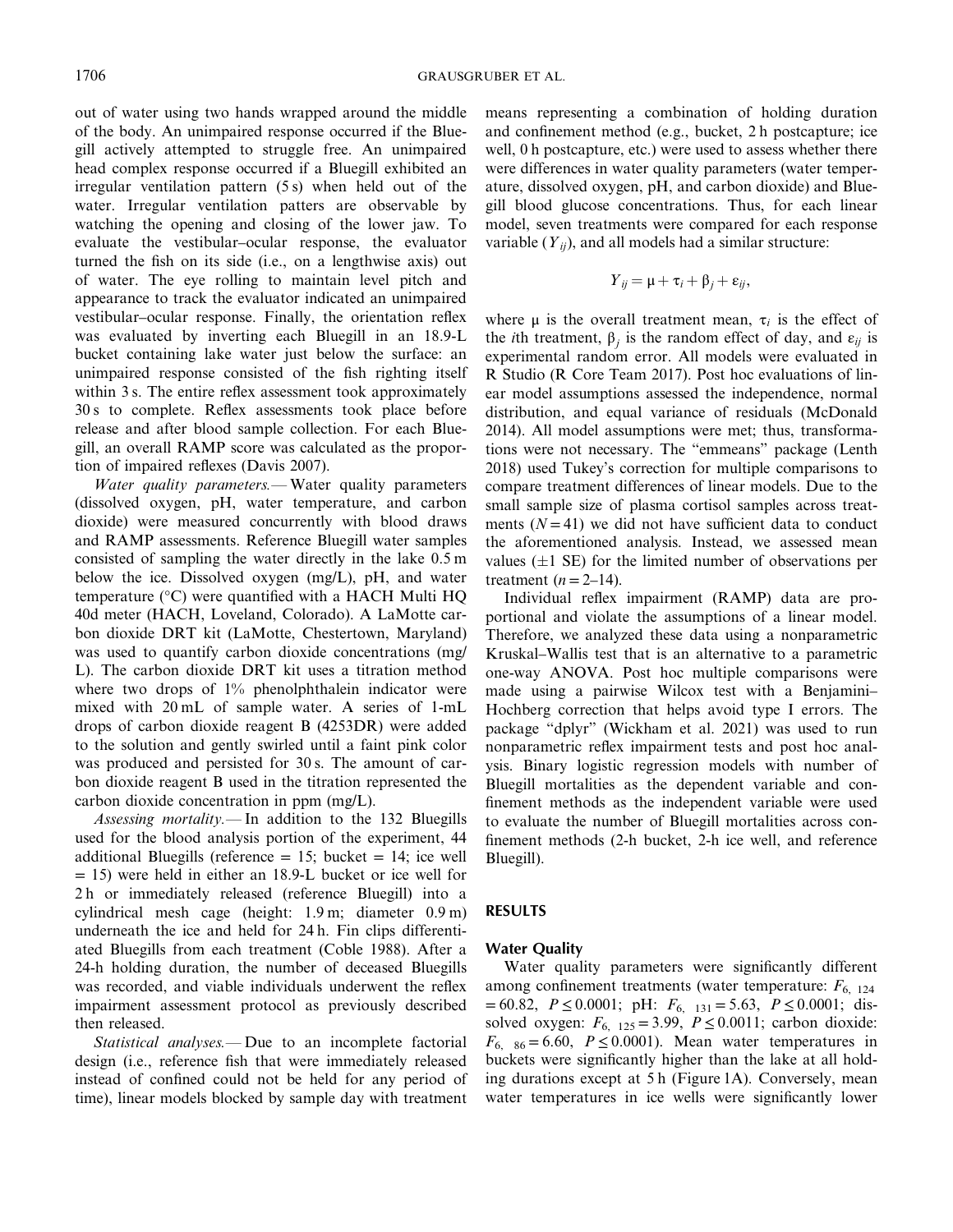out of water using two hands wrapped around the middle of the body. An unimpaired response occurred if the Bluegill actively attempted to struggle free. An unimpaired head complex response occurred if a Bluegill exhibited an irregular ventilation pattern (5 s) when held out of the water. Irregular ventilation patters are observable by watching the opening and closing of the lower jaw. To evaluate the vestibular–ocular response, the evaluator turned the fish on its side (i.e., on a lengthwise axis) out of water. The eye rolling to maintain level pitch and appearance to track the evaluator indicated an unimpaired vestibular–ocular response. Finally, the orientation reflex was evaluated by inverting each Bluegill in an 18.9-L bucket containing lake water just below the surface: an unimpaired response consisted of the fish righting itself within 3 s. The entire reflex assessment took approximately 30 s to complete. Reflex assessments took place before release and after blood sample collection. For each Bluegill, an overall RAMP score was calculated as the proportion of impaired reflexes (Davis 2007).

*Water quality parameters.*— Water quality parameters (dissolved oxygen, pH, water temperature, and carbon dioxide) were measured concurrently with blood draws and RAMP assessments. Reference Bluegill water samples consisted of sampling the water directly in the lake 0.5 m below the ice. Dissolved oxygen (mg/L), pH, and water temperature (°C) were quantified with a HACH Multi HQ 40d meter (HACH, Loveland, Colorado). A LaMotte carbon dioxide DRT kit (LaMotte, Chestertown, Maryland) was used to quantify carbon dioxide concentrations (mg/L). The carbon dioxide DRT kit uses a titration method where two drops of 1% phenolphthalein indicator were mixed with 20 mL of sample water. A series of 1-mL drops of carbon dioxide reagent B (4253DR) were added to the solution and gently swirled until a faint pink color was produced and persisted for 30 s. The amount of carbon dioxide reagent B used in the titration represented the carbon dioxide concentration in ppm (mg/L).

*Assessing mortality.*— In addition to the 132 Bluegills used for the blood analysis portion of the experiment, 44 additional Bluegills (reference = 15; bucket = 14; ice well = 15) were held in either an 18.9-L bucket or ice well for 2 h or immediately released (reference Bluegill) into a cylindrical mesh cage (height: 1.9 m; diameter 0.9 m) underneath the ice and held for 24 h. Fin clips differentiated Bluegills from each treatment (Coble 1988). After a 24-h holding duration, the number of deceased Bluegills was recorded, and viable individuals underwent the reflex impairment assessment protocol as previously described then released.

*Statistical analyses.*— Due to an incomplete factorial design (i.e., reference fish that were immediately released instead of confined could not be held for any period of time), linear models blocked by sample day with treatment means representing a combination of holding duration and confinement method (e.g., bucket, 2 h postcapture; ice well, 0 h postcapture, etc.) were used to assess whether there were differences in water quality parameters (water temperature, dissolved oxygen, pH, and carbon dioxide) and Bluegill blood glucose concentrations. Thus, for each linear model, seven treatments were compared for each response variable ($Y_{ij}$), and all models had a similar structure:

$$Y_{ij} = \mu + \tau_i + \beta_j + \varepsilon_{ij},$$

where $\mu$ is the overall treatment mean, $\tau_i$ is the effect of the $i$th treatment, $\beta_j$ is the random effect of day, and $\varepsilon_{ij}$ is experimental random error. All models were evaluated in R Studio (R Core Team 2017). Post hoc evaluations of linear model assumptions assessed the independence, normal distribution, and equal variance of residuals (McDonald 2014). All model assumptions were met; thus, transformations were not necessary. The "emmeans" package (Lenth 2018) used Tukey's correction for multiple comparisons to compare treatment differences of linear models. Due to the small sample size of plasma cortisol samples across treatments ($N = 41$) we did not have sufficient data to conduct the aforementioned analysis. Instead, we assessed mean values ($\pm 1$ SE) for the limited number of observations per treatment ($n = 2$–$14$).

Individual reflex impairment (RAMP) data are proportional and violate the assumptions of a linear model. Therefore, we analyzed these data using a nonparametric Kruskal–Wallis test that is an alternative to a parametric one-way ANOVA. Post hoc multiple comparisons were made using a pairwise Wilcox test with a Benjamini–Hochberg correction that helps avoid type I errors. The package "dplyr" (Wickham et al. 2021) was used to run nonparametric reflex impairment tests and post hoc analysis. Binary logistic regression models with number of Bluegill mortalities as the dependent variable and confinement methods as the independent variable were used to evaluate the number of Bluegill mortalities across confinement methods (2-h bucket, 2-h ice well, and reference Bluegill).

## RESULTS

### Water Quality

Water quality parameters were significantly different among confinement treatments (water temperature: $F_{6,\ 124} = 60.82$, $P \leq 0.0001$; pH: $F_{6,\ 131} = 5.63$, $P \leq 0.0001$; dissolved oxygen: $F_{6,\ 125} = 3.99$, $P \leq 0.0011$; carbon dioxide: $F_{6,\ 86} = 6.60$, $P \leq 0.0001$). Mean water temperatures in buckets were significantly higher than the lake at all holding durations except at 5 h (Figure 1A). Conversely, mean water temperatures in ice wells were significantly lower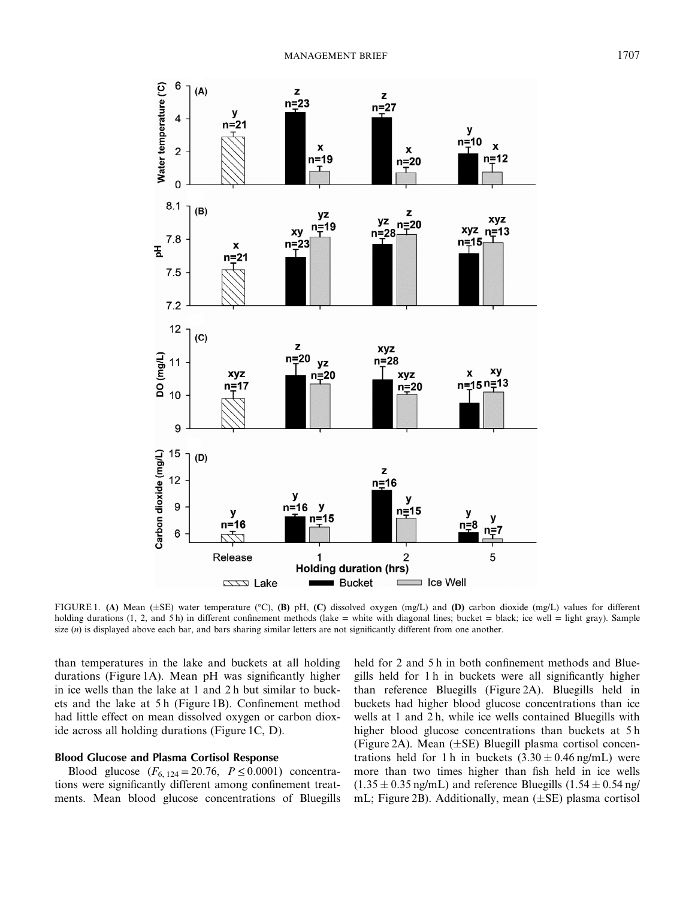FIGURE 1. **(A)** Mean (±SE) water temperature (°C), **(B)** pH, **(C)** dissolved oxygen (mg/L) and **(D)** carbon dioxide (mg/L) values for different holding durations (1, 2, and 5 h) in different confinement methods (lake = white with diagonal lines; bucket = black; ice well = light gray). Sample size (*n*) is displayed above each bar, and bars sharing similar letters are not significantly different from one another.

than temperatures in the lake and buckets at all holding durations (Figure 1A). Mean pH was significantly higher in ice wells than the lake at 1 and 2 h but similar to buckets and the lake at 5 h (Figure 1B). Confinement method had little effect on mean dissolved oxygen or carbon dioxide across all holding durations (Figure 1C, D).

### Blood Glucose and Plasma Cortisol Response

Blood glucose ($F_{6,\,124} = 20.76$, $P \leq 0.0001$) concentrations were significantly different among confinement treatments. Mean blood glucose concentrations of Bluegills held for 2 and 5 h in both confinement methods and Bluegills held for 1 h in buckets were all significantly higher than reference Bluegills (Figure 2A). Bluegills held in buckets had higher blood glucose concentrations than ice wells at 1 and 2 h, while ice wells contained Bluegills with higher blood glucose concentrations than buckets at 5 h (Figure 2A). Mean (±SE) Bluegill plasma cortisol concentrations held for 1 h in buckets (3.30 ± 0.46 ng/mL) were more than two times higher than fish held in ice wells (1.35 ± 0.35 ng/mL) and reference Bluegills (1.54 ± 0.54 ng/mL; Figure 2B). Additionally, mean (±SE) plasma cortisol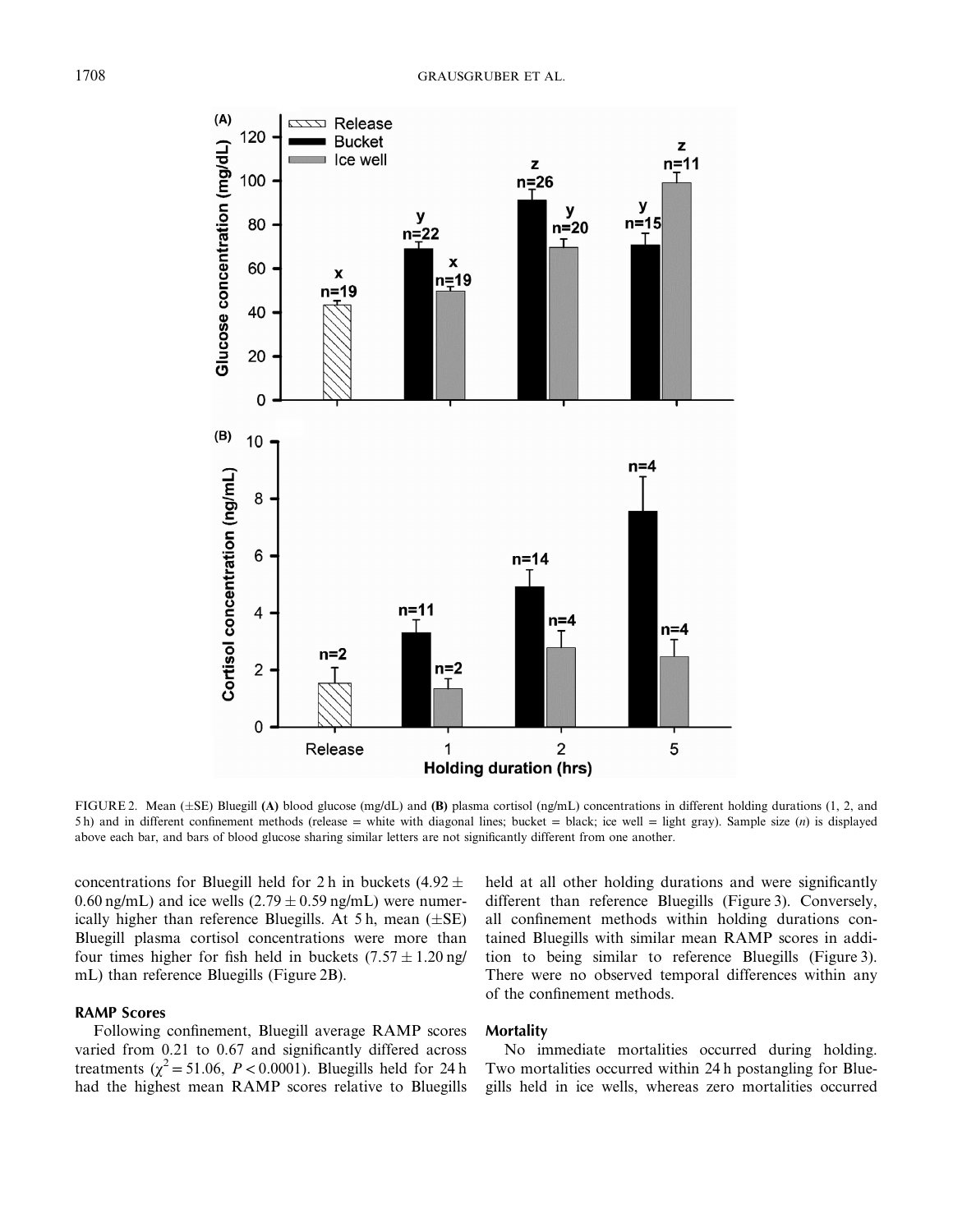FIGURE 2. Mean (±SE) Bluegill **(A)** blood glucose (mg/dL) and **(B)** plasma cortisol (ng/mL) concentrations in different holding durations (1, 2, and 5 h) and in different confinement methods (release = white with diagonal lines; bucket = black; ice well = light gray). Sample size (*n*) is displayed above each bar, and bars of blood glucose sharing similar letters are not significantly different from one another.

concentrations for Bluegill held for 2 h in buckets (4.92 ± 0.60 ng/mL) and ice wells (2.79 ± 0.59 ng/mL) were numerically higher than reference Bluegills. At 5 h, mean (±SE) Bluegill plasma cortisol concentrations were more than four times higher for fish held in buckets (7.57 ± 1.20 ng/mL) than reference Bluegills (Figure 2B).

### RAMP Scores

Following confinement, Bluegill average RAMP scores varied from 0.21 to 0.67 and significantly differed across treatments ($\chi^2 = 51.06$, $P < 0.0001$). Bluegills held for 24 h had the highest mean RAMP scores relative to Bluegills held at all other holding durations and were significantly different than reference Bluegills (Figure 3). Conversely, all confinement methods within holding durations contained Bluegills with similar mean RAMP scores in addition to being similar to reference Bluegills (Figure 3). There were no observed temporal differences within any of the confinement methods.

### Mortality

No immediate mortalities occurred during holding. Two mortalities occurred within 24 h postangling for Bluegills held in ice wells, whereas zero mortalities occurred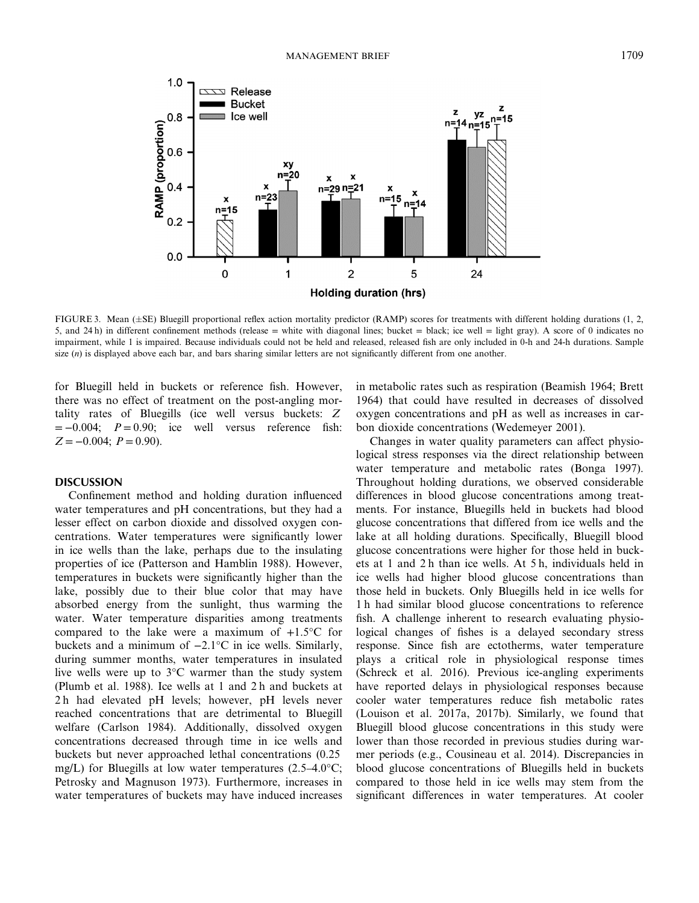FIGURE 3. Mean (±SE) Bluegill proportional reflex action mortality predictor (RAMP) scores for treatments with different holding durations (1, 2, 5, and 24 h) in different confinement methods (release = white with diagonal lines; bucket = black; ice well = light gray). A score of 0 indicates no impairment, while 1 is impaired. Because individuals could not be held and released, released fish are only included in 0-h and 24-h durations. Sample size ($n$) is displayed above each bar, and bars sharing similar letters are not significantly different from one another.

for Bluegill held in buckets or reference fish. However, there was no effect of treatment on the post-angling mortality rates of Bluegills (ice well versus buckets: $Z = -0.004$; $P = 0.90$; ice well versus reference fish: $Z = -0.004$; $P = 0.90$).

## DISCUSSION

Confinement method and holding duration influenced water temperatures and pH concentrations, but they had a lesser effect on carbon dioxide and dissolved oxygen concentrations. Water temperatures were significantly lower in ice wells than the lake, perhaps due to the insulating properties of ice (Patterson and Hamblin 1988). However, temperatures in buckets were significantly higher than the lake, possibly due to their blue color that may have absorbed energy from the sunlight, thus warming the water. Water temperature disparities among treatments compared to the lake were a maximum of +1.5°C for buckets and a minimum of −2.1°C in ice wells. Similarly, during summer months, water temperatures in insulated live wells were up to 3°C warmer than the study system (Plumb et al. 1988). Ice wells at 1 and 2 h and buckets at 2 h had elevated pH levels; however, pH levels never reached concentrations that are detrimental to Bluegill welfare (Carlson 1984). Additionally, dissolved oxygen concentrations decreased through time in ice wells and buckets but never approached lethal concentrations (0.25 mg/L) for Bluegills at low water temperatures (2.5–4.0°C; Petrosky and Magnuson 1973). Furthermore, increases in water temperatures of buckets may have induced increases in metabolic rates such as respiration (Beamish 1964; Brett 1964) that could have resulted in decreases of dissolved oxygen concentrations and pH as well as increases in carbon dioxide concentrations (Wedemeyer 2001).

Changes in water quality parameters can affect physiological stress responses via the direct relationship between water temperature and metabolic rates (Bonga 1997). Throughout holding durations, we observed considerable differences in blood glucose concentrations among treatments. For instance, Bluegills held in buckets had blood glucose concentrations that differed from ice wells and the lake at all holding durations. Specifically, Bluegill blood glucose concentrations were higher for those held in buckets at 1 and 2 h than ice wells. At 5 h, individuals held in ice wells had higher blood glucose concentrations than those held in buckets. Only Bluegills held in ice wells for 1 h had similar blood glucose concentrations to reference fish. A challenge inherent to research evaluating physiological changes of fishes is a delayed secondary stress response. Since fish are ectotherms, water temperature plays a critical role in physiological response times (Schreck et al. 2016). Previous ice-angling experiments have reported delays in physiological responses because cooler water temperatures reduce fish metabolic rates (Louison et al. 2017a, 2017b). Similarly, we found that Bluegill blood glucose concentrations in this study were lower than those recorded in previous studies during warmer periods (e.g., Cousineau et al. 2014). Discrepancies in blood glucose concentrations of Bluegills held in buckets compared to those held in ice wells may stem from the significant differences in water temperatures. At cooler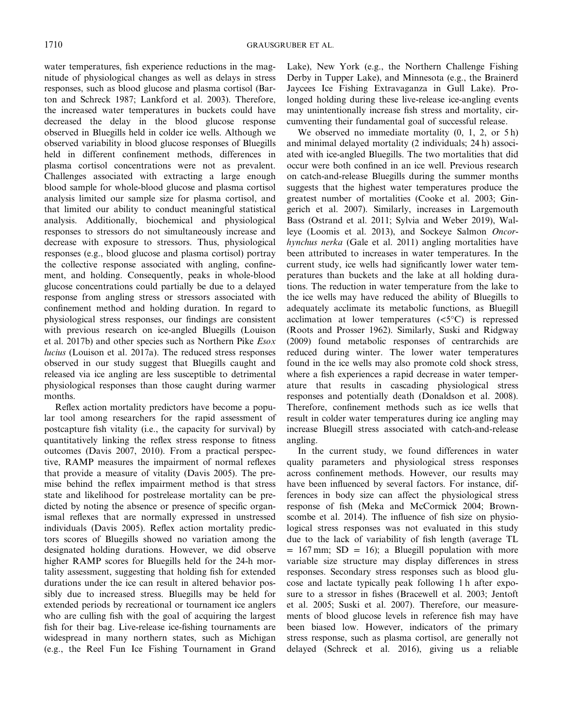water temperatures, fish experience reductions in the magnitude of physiological changes as well as delays in stress responses, such as blood glucose and plasma cortisol (Barton and Schreck 1987; Lankford et al. 2003). Therefore, the increased water temperatures in buckets could have decreased the delay in the blood glucose response observed in Bluegills held in colder ice wells. Although we observed variability in blood glucose responses of Bluegills held in different confinement methods, differences in plasma cortisol concentrations were not as prevalent. Challenges associated with extracting a large enough blood sample for whole-blood glucose and plasma cortisol analysis limited our sample size for plasma cortisol, and that limited our ability to conduct meaningful statistical analysis. Additionally, biochemical and physiological responses to stressors do not simultaneously increase and decrease with exposure to stressors. Thus, physiological responses (e.g., blood glucose and plasma cortisol) portray the collective response associated with angling, confinement, and holding. Consequently, peaks in whole-blood glucose concentrations could partially be due to a delayed response from angling stress or stressors associated with confinement method and holding duration. In regard to physiological stress responses, our findings are consistent with previous research on ice-angled Bluegills (Louison et al. 2017b) and other species such as Northern Pike *Esox lucius* (Louison et al. 2017a). The reduced stress responses observed in our study suggest that Bluegills caught and released via ice angling are less susceptible to detrimental physiological responses than those caught during warmer months.

Reflex action mortality predictors have become a popular tool among researchers for the rapid assessment of postcapture fish vitality (i.e., the capacity for survival) by quantitatively linking the reflex stress response to fitness outcomes (Davis 2007, 2010). From a practical perspective, RAMP measures the impairment of normal reflexes that provide a measure of vitality (Davis 2005). The premise behind the reflex impairment method is that stress state and likelihood for postrelease mortality can be predicted by noting the absence or presence of specific organismal reflexes that are normally expressed in unstressed individuals (Davis 2005). Reflex action mortality predictors scores of Bluegills showed no variation among the designated holding durations. However, we did observe higher RAMP scores for Bluegills held for the 24-h mortality assessment, suggesting that holding fish for extended durations under the ice can result in altered behavior possibly due to increased stress. Bluegills may be held for extended periods by recreational or tournament ice anglers who are culling fish with the goal of acquiring the largest fish for their bag. Live-release ice-fishing tournaments are widespread in many northern states, such as Michigan (e.g., the Reel Fun Ice Fishing Tournament in Grand Lake), New York (e.g., the Northern Challenge Fishing Derby in Tupper Lake), and Minnesota (e.g., the Brainerd Jaycees Ice Fishing Extravaganza in Gull Lake). Prolonged holding during these live-release ice-angling events may unintentionally increase fish stress and mortality, circumventing their fundamental goal of successful release.

We observed no immediate mortality (0, 1, 2, or 5 h) and minimal delayed mortality (2 individuals; 24 h) associated with ice-angled Bluegills. The two mortalities that did occur were both confined in an ice well. Previous research on catch-and-release Bluegills during the summer months suggests that the highest water temperatures produce the greatest number of mortalities (Cooke et al. 2003; Gingerich et al. 2007). Similarly, increases in Largemouth Bass (Ostrand et al. 2011; Sylvia and Weber 2019), Walleye (Loomis et al. 2013), and Sockeye Salmon *Oncorhynchus nerka* (Gale et al. 2011) angling mortalities have been attributed to increases in water temperatures. In the current study, ice wells had significantly lower water temperatures than buckets and the lake at all holding durations. The reduction in water temperature from the lake to the ice wells may have reduced the ability of Bluegills to adequately acclimate its metabolic functions, as Bluegill acclimation at lower temperatures (<5°C) is repressed (Roots and Prosser 1962). Similarly, Suski and Ridgway (2009) found metabolic responses of centrarchids are reduced during winter. The lower water temperatures found in the ice wells may also promote cold shock stress, where a fish experiences a rapid decrease in water temperature that results in cascading physiological stress responses and potentially death (Donaldson et al. 2008). Therefore, confinement methods such as ice wells that result in colder water temperatures during ice angling may increase Bluegill stress associated with catch-and-release angling.

In the current study, we found differences in water quality parameters and physiological stress responses across confinement methods. However, our results may have been influenced by several factors. For instance, differences in body size can affect the physiological stress response of fish (Meka and McCormick 2004; Brownscombe et al. 2014). The influence of fish size on physiological stress responses was not evaluated in this study due to the lack of variability of fish length (average TL = 167 mm; SD = 16); a Bluegill population with more variable size structure may display differences in stress responses. Secondary stress responses such as blood glucose and lactate typically peak following 1 h after exposure to a stressor in fishes (Bracewell et al. 2003; Jentoft et al. 2005; Suski et al. 2007). Therefore, our measurements of blood glucose levels in reference fish may have been biased low. However, indicators of the primary stress response, such as plasma cortisol, are generally not delayed (Schreck et al. 2016), giving us a reliable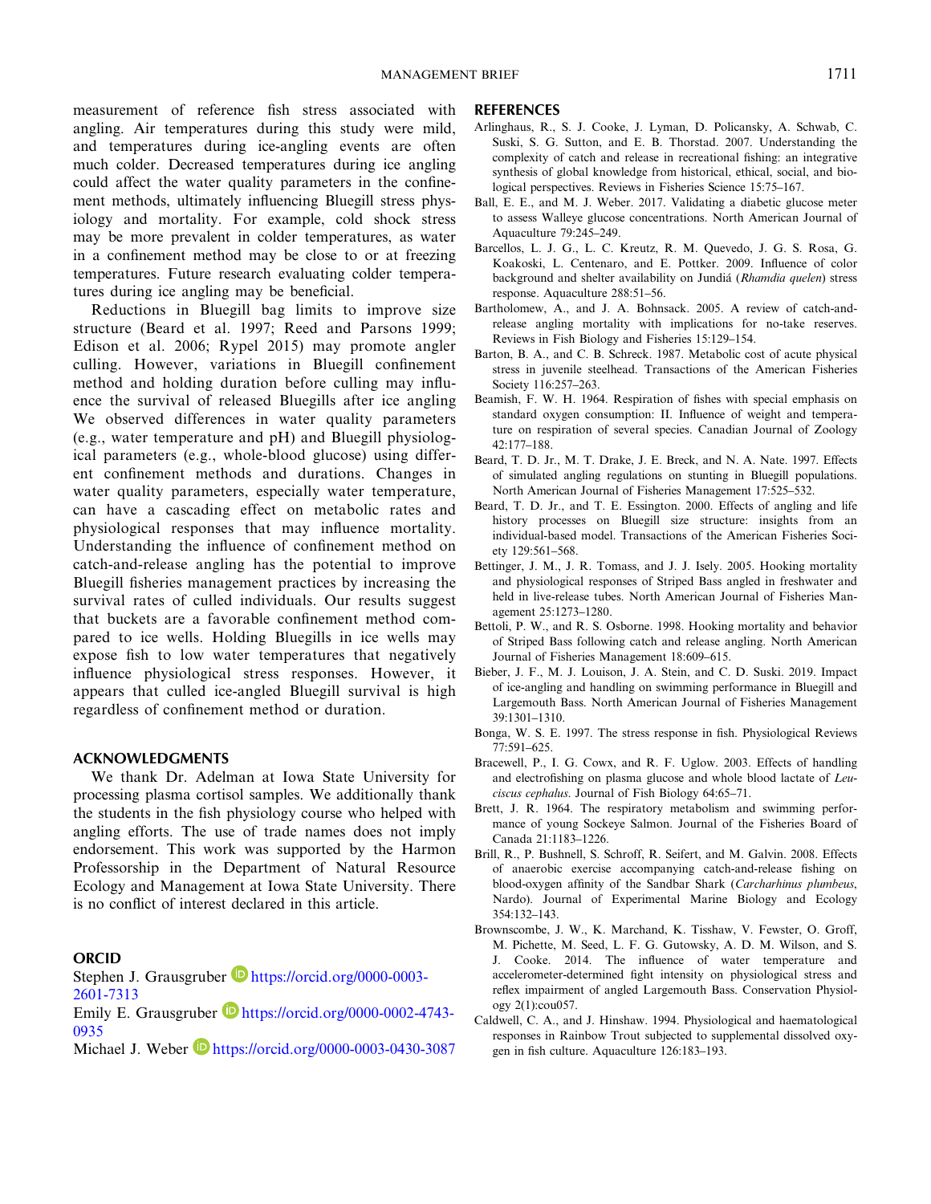measurement of reference fish stress associated with angling. Air temperatures during this study were mild, and temperatures during ice-angling events are often much colder. Decreased temperatures during ice angling could affect the water quality parameters in the confinement methods, ultimately influencing Bluegill stress physiology and mortality. For example, cold shock stress may be more prevalent in colder temperatures, as water in a confinement method may be close to or at freezing temperatures. Future research evaluating colder temperatures during ice angling may be beneficial.

Reductions in Bluegill bag limits to improve size structure (Beard et al. 1997; Reed and Parsons 1999; Edison et al. 2006; Rypel 2015) may promote angler culling. However, variations in Bluegill confinement method and holding duration before culling may influence the survival of released Bluegills after ice angling We observed differences in water quality parameters (e.g., water temperature and pH) and Bluegill physiological parameters (e.g., whole-blood glucose) using different confinement methods and durations. Changes in water quality parameters, especially water temperature, can have a cascading effect on metabolic rates and physiological responses that may influence mortality. Understanding the influence of confinement method on catch-and-release angling has the potential to improve Bluegill fisheries management practices by increasing the survival rates of culled individuals. Our results suggest that buckets are a favorable confinement method compared to ice wells. Holding Bluegills in ice wells may expose fish to low water temperatures that negatively influence physiological stress responses. However, it appears that culled ice-angled Bluegill survival is high regardless of confinement method or duration.

## ACKNOWLEDGMENTS

We thank Dr. Adelman at Iowa State University for processing plasma cortisol samples. We additionally thank the students in the fish physiology course who helped with angling efforts. The use of trade names does not imply endorsement. This work was supported by the Harmon Professorship in the Department of Natural Resource Ecology and Management at Iowa State University. There is no conflict of interest declared in this article.

## ORCID

Stephen J. Grausgruber https://orcid.org/0000-0003-2601-7313
Emily E. Grausgruber https://orcid.org/0000-0002-4743-0935
Michael J. Weber https://orcid.org/0000-0003-0430-3087

## REFERENCES

Arlinghaus, R., S. J. Cooke, J. Lyman, D. Policansky, A. Schwab, C. Suski, S. G. Sutton, and E. B. Thorstad. 2007. Understanding the complexity of catch and release in recreational fishing: an integrative synthesis of global knowledge from historical, ethical, social, and biological perspectives. Reviews in Fisheries Science 15:75–167.

Ball, E. E., and M. J. Weber. 2017. Validating a diabetic glucose meter to assess Walleye glucose concentrations. North American Journal of Aquaculture 79:245–249.

Barcellos, L. J. G., L. C. Kreutz, R. M. Quevedo, J. G. S. Rosa, G. Koakoski, L. Centenaro, and E. Pottker. 2009. Influence of color background and shelter availability on Jundiá (*Rhamdia quelen*) stress response. Aquaculture 288:51–56.

Bartholomew, A., and J. A. Bohnsack. 2005. A review of catch-and-release angling mortality with implications for no-take reserves. Reviews in Fish Biology and Fisheries 15:129–154.

Barton, B. A., and C. B. Schreck. 1987. Metabolic cost of acute physical stress in juvenile steelhead. Transactions of the American Fisheries Society 116:257–263.

Beamish, F. W. H. 1964. Respiration of fishes with special emphasis on standard oxygen consumption: II. Influence of weight and temperature on respiration of several species. Canadian Journal of Zoology 42:177–188.

Beard, T. D. Jr., M. T. Drake, J. E. Breck, and N. A. Nate. 1997. Effects of simulated angling regulations on stunting in Bluegill populations. North American Journal of Fisheries Management 17:525–532.

Beard, T. D. Jr., and T. E. Essington. 2000. Effects of angling and life history processes on Bluegill size structure: insights from an individual-based model. Transactions of the American Fisheries Society 129:561–568.

Bettinger, J. M., J. R. Tomass, and J. J. Isely. 2005. Hooking mortality and physiological responses of Striped Bass angled in freshwater and held in live-release tubes. North American Journal of Fisheries Management 25:1273–1280.

Bettoli, P. W., and R. S. Osborne. 1998. Hooking mortality and behavior of Striped Bass following catch and release angling. North American Journal of Fisheries Management 18:609–615.

Bieber, J. F., M. J. Louison, J. A. Stein, and C. D. Suski. 2019. Impact of ice-angling and handling on swimming performance in Bluegill and Largemouth Bass. North American Journal of Fisheries Management 39:1301–1310.

Bonga, W. S. E. 1997. The stress response in fish. Physiological Reviews 77:591–625.

Bracewell, P., I. G. Cowx, and R. F. Uglow. 2003. Effects of handling and electrofishing on plasma glucose and whole blood lactate of *Leuciscus cephalus*. Journal of Fish Biology 64:65–71.

Brett, J. R. 1964. The respiratory metabolism and swimming performance of young Sockeye Salmon. Journal of the Fisheries Board of Canada 21:1183–1226.

Brill, R., P. Bushnell, S. Schroff, R. Seifert, and M. Galvin. 2008. Effects of anaerobic exercise accompanying catch-and-release fishing on blood-oxygen affinity of the Sandbar Shark (*Carcharhinus plumbeus*, Nardo). Journal of Experimental Marine Biology and Ecology 354:132–143.

Brownscombe, J. W., K. Marchand, K. Tisshaw, V. Fewster, O. Groff, M. Pichette, M. Seed, L. F. G. Gutowsky, A. D. M. Wilson, and S. J. Cooke. 2014. The influence of water temperature and accelerometer-determined fight intensity on physiological stress and reflex impairment of angled Largemouth Bass. Conservation Physiology 2(1):cou057.

Caldwell, C. A., and J. Hinshaw. 1994. Physiological and haematological responses in Rainbow Trout subjected to supplemental dissolved oxygen in fish culture. Aquaculture 126:183–193.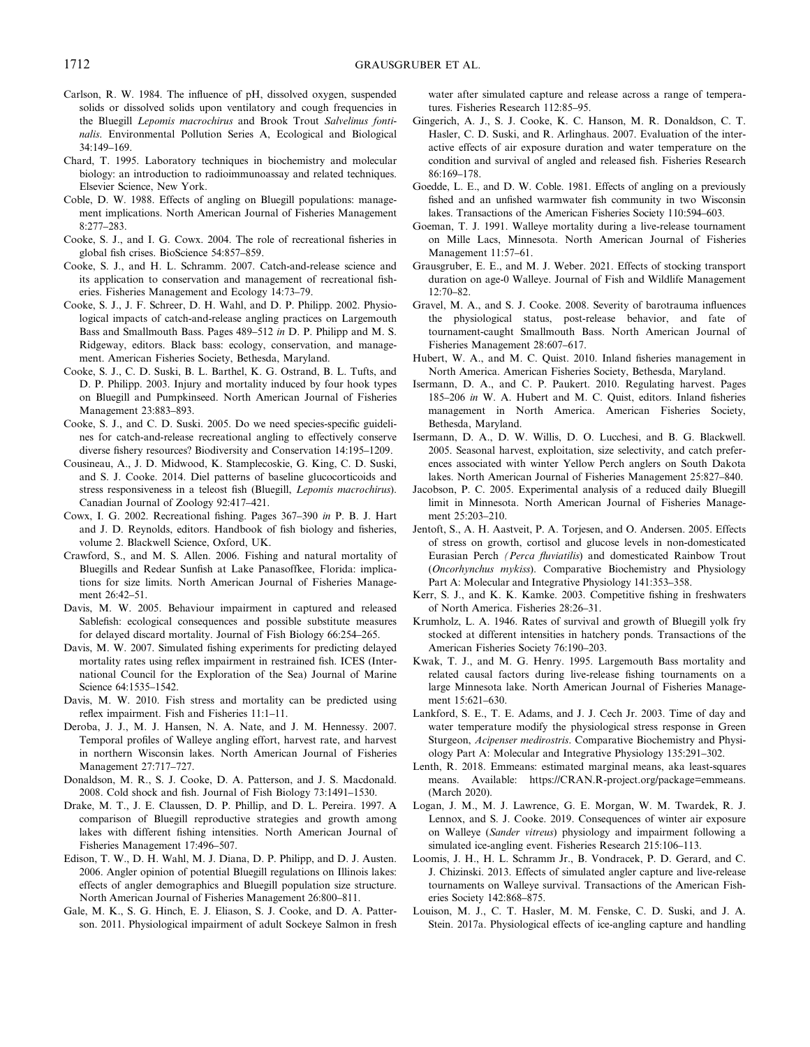Carlson, R. W. 1984. The influence of pH, dissolved oxygen, suspended solids or dissolved solids upon ventilatory and cough frequencies in the Bluegill *Lepomis macrochirus* and Brook Trout *Salvelinus fontinalis*. Environmental Pollution Series A, Ecological and Biological 34:149–169.

Chard, T. 1995. Laboratory techniques in biochemistry and molecular biology: an introduction to radioimmunoassay and related techniques. Elsevier Science, New York.

Coble, D. W. 1988. Effects of angling on Bluegill populations: management implications. North American Journal of Fisheries Management 8:277–283.

Cooke, S. J., and I. G. Cowx. 2004. The role of recreational fisheries in global fish crises. BioScience 54:857–859.

Cooke, S. J., and H. L. Schramm. 2007. Catch-and-release science and its application to conservation and management of recreational fisheries. Fisheries Management and Ecology 14:73–79.

Cooke, S. J., J. F. Schreer, D. H. Wahl, and D. P. Philipp. 2002. Physiological impacts of catch-and-release angling practices on Largemouth Bass and Smallmouth Bass. Pages 489–512 *in* D. P. Philipp and M. S. Ridgeway, editors. Black bass: ecology, conservation, and management. American Fisheries Society, Bethesda, Maryland.

Cooke, S. J., C. D. Suski, B. L. Barthel, K. G. Ostrand, B. L. Tufts, and D. P. Philipp. 2003. Injury and mortality induced by four hook types on Bluegill and Pumpkinseed. North American Journal of Fisheries Management 23:883–893.

Cooke, S. J., and C. D. Suski. 2005. Do we need species-specific guidelines for catch-and-release recreational angling to effectively conserve diverse fishery resources? Biodiversity and Conservation 14:195–1209.

Cousineau, A., J. D. Midwood, K. Stamplecoskie, G. King, C. D. Suski, and S. J. Cooke. 2014. Diel patterns of baseline glucocorticoids and stress responsiveness in a teleost fish (Bluegill, *Lepomis macrochirus*). Canadian Journal of Zoology 92:417–421.

Cowx, I. G. 2002. Recreational fishing. Pages 367–390 *in* P. B. J. Hart and J. D. Reynolds, editors. Handbook of fish biology and fisheries, volume 2. Blackwell Science, Oxford, UK.

Crawford, S., and M. S. Allen. 2006. Fishing and natural mortality of Bluegills and Redear Sunfish at Lake Panasoffkee, Florida: implications for size limits. North American Journal of Fisheries Management 26:42–51.

Davis, M. W. 2005. Behaviour impairment in captured and released Sablefish: ecological consequences and possible substitute measures for delayed discard mortality. Journal of Fish Biology 66:254–265.

Davis, M. W. 2007. Simulated fishing experiments for predicting delayed mortality rates using reflex impairment in restrained fish. ICES (International Council for the Exploration of the Sea) Journal of Marine Science 64:1535–1542.

Davis, M. W. 2010. Fish stress and mortality can be predicted using reflex impairment. Fish and Fisheries 11:1–11.

Deroba, J. J., M. J. Hansen, N. A. Nate, and J. M. Hennessy. 2007. Temporal profiles of Walleye angling effort, harvest rate, and harvest in northern Wisconsin lakes. North American Journal of Fisheries Management 27:717–727.

Donaldson, M. R., S. J. Cooke, D. A. Patterson, and J. S. Macdonald. 2008. Cold shock and fish. Journal of Fish Biology 73:1491–1530.

Drake, M. T., J. E. Claussen, D. P. Phillip, and D. L. Pereira. 1997. A comparison of Bluegill reproductive strategies and growth among lakes with different fishing intensities. North American Journal of Fisheries Management 17:496–507.

Edison, T. W., D. H. Wahl, M. J. Diana, D. P. Philipp, and D. J. Austen. 2006. Angler opinion of potential Bluegill regulations on Illinois lakes: effects of angler demographics and Bluegill population size structure. North American Journal of Fisheries Management 26:800–811.

Gale, M. K., S. G. Hinch, E. J. Eliason, S. J. Cooke, and D. A. Patterson. 2011. Physiological impairment of adult Sockeye Salmon in fresh water after simulated capture and release across a range of temperatures. Fisheries Research 112:85–95.

Gingerich, A. J., S. J. Cooke, K. C. Hanson, M. R. Donaldson, C. T. Hasler, C. D. Suski, and R. Arlinghaus. 2007. Evaluation of the interactive effects of air exposure duration and water temperature on the condition and survival of angled and released fish. Fisheries Research 86:169–178.

Goedde, L. E., and D. W. Coble. 1981. Effects of angling on a previously fished and an unfished warmwater fish community in two Wisconsin lakes. Transactions of the American Fisheries Society 110:594–603.

Goeman, T. J. 1991. Walleye mortality during a live-release tournament on Mille Lacs, Minnesota. North American Journal of Fisheries Management 11:57–61.

Grausgruber, E. E., and M. J. Weber. 2021. Effects of stocking transport duration on age-0 Walleye. Journal of Fish and Wildlife Management 12:70–82.

Gravel, M. A., and S. J. Cooke. 2008. Severity of barotrauma influences the physiological status, post-release behavior, and fate of tournament-caught Smallmouth Bass. North American Journal of Fisheries Management 28:607–617.

Hubert, W. A., and M. C. Quist. 2010. Inland fisheries management in North America. American Fisheries Society, Bethesda, Maryland.

Isermann, D. A., and C. P. Paukert. 2010. Regulating harvest. Pages 185–206 *in* W. A. Hubert and M. C. Quist, editors. Inland fisheries management in North America. American Fisheries Society, Bethesda, Maryland.

Isermann, D. A., D. W. Willis, D. O. Lucchesi, and B. G. Blackwell. 2005. Seasonal harvest, exploitation, size selectivity, and catch preferences associated with winter Yellow Perch anglers on South Dakota lakes. North American Journal of Fisheries Management 25:827–840.

Jacobson, P. C. 2005. Experimental analysis of a reduced daily Bluegill limit in Minnesota. North American Journal of Fisheries Management 25:203–210.

Jentoft, S., A. H. Aastveit, P. A. Torjesen, and O. Andersen. 2005. Effects of stress on growth, cortisol and glucose levels in non-domesticated Eurasian Perch *(Perca fluviatilis*) and domesticated Rainbow Trout (*Oncorhynchus mykiss*). Comparative Biochemistry and Physiology Part A: Molecular and Integrative Physiology 141:353–358.

Kerr, S. J., and K. K. Kamke. 2003. Competitive fishing in freshwaters of North America. Fisheries 28:26–31.

Krumholz, L. A. 1946. Rates of survival and growth of Bluegill yolk fry stocked at different intensities in hatchery ponds. Transactions of the American Fisheries Society 76:190–203.

Kwak, T. J., and M. G. Henry. 1995. Largemouth Bass mortality and related causal factors during live-release fishing tournaments on a large Minnesota lake. North American Journal of Fisheries Management 15:621–630.

Lankford, S. E., T. E. Adams, and J. J. Cech Jr. 2003. Time of day and water temperature modify the physiological stress response in Green Sturgeon, *Acipenser medirostris*. Comparative Biochemistry and Physiology Part A: Molecular and Integrative Physiology 135:291–302.

Lenth, R. 2018. Emmeans: estimated marginal means, aka least-squares means. Available: https://CRAN.R-project.org/package=emmeans. (March 2020).

Logan, J. M., M. J. Lawrence, G. E. Morgan, W. M. Twardek, R. J. Lennox, and S. J. Cooke. 2019. Consequences of winter air exposure on Walleye (*Sander vitreus*) physiology and impairment following a simulated ice-angling event. Fisheries Research 215:106–113.

Loomis, J. H., H. L. Schramm Jr., B. Vondracek, P. D. Gerard, and C. J. Chizinski. 2013. Effects of simulated angler capture and live-release tournaments on Walleye survival. Transactions of the American Fisheries Society 142:868–875.

Louison, M. J., C. T. Hasler, M. M. Fenske, C. D. Suski, and J. A. Stein. 2017a. Physiological effects of ice-angling capture and handling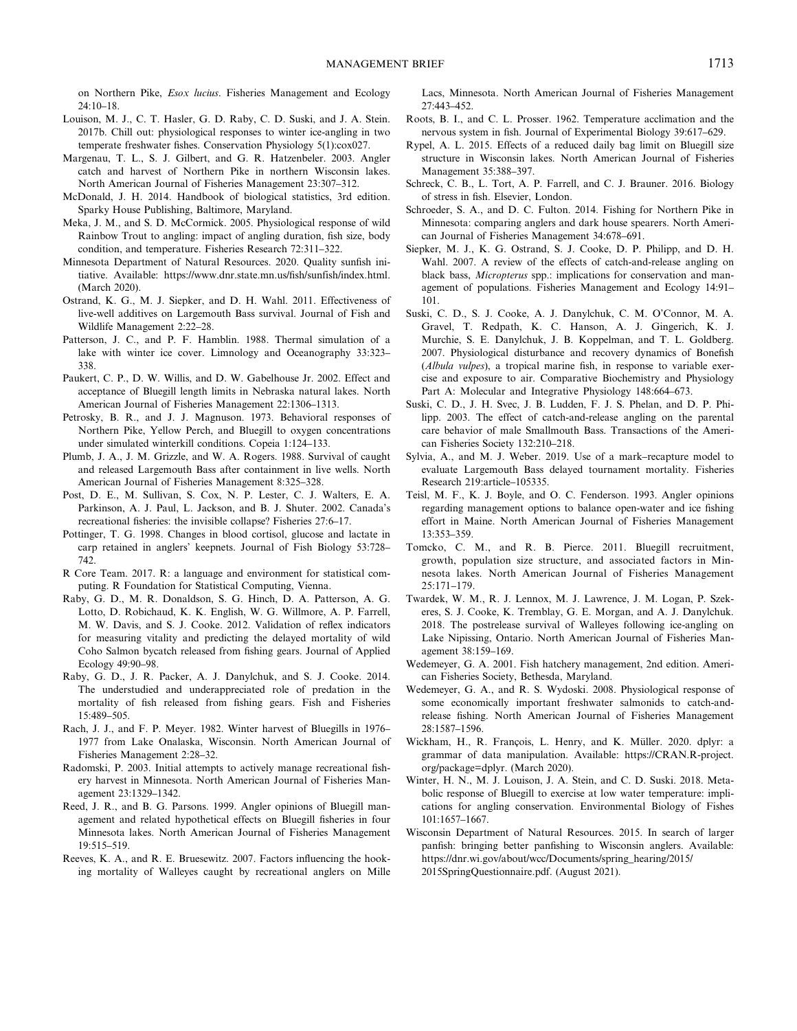on Northern Pike, *Esox lucius*. Fisheries Management and Ecology 24:10–18.

Louison, M. J., C. T. Hasler, G. D. Raby, C. D. Suski, and J. A. Stein. 2017b. Chill out: physiological responses to winter ice-angling in two temperate freshwater fishes. Conservation Physiology 5(1):cox027.

Margenau, T. L., S. J. Gilbert, and G. R. Hatzenbeler. 2003. Angler catch and harvest of Northern Pike in northern Wisconsin lakes. North American Journal of Fisheries Management 23:307–312.

McDonald, J. H. 2014. Handbook of biological statistics, 3rd edition. Sparky House Publishing, Baltimore, Maryland.

Meka, J. M., and S. D. McCormick. 2005. Physiological response of wild Rainbow Trout to angling: impact of angling duration, fish size, body condition, and temperature. Fisheries Research 72:311–322.

Minnesota Department of Natural Resources. 2020. Quality sunfish initiative. Available: https://www.dnr.state.mn.us/fish/sunfish/index.html. (March 2020).

Ostrand, K. G., M. J. Siepker, and D. H. Wahl. 2011. Effectiveness of live-well additives on Largemouth Bass survival. Journal of Fish and Wildlife Management 2:22–28.

Patterson, J. C., and P. F. Hamblin. 1988. Thermal simulation of a lake with winter ice cover. Limnology and Oceanography 33:323–338.

Paukert, C. P., D. W. Willis, and D. W. Gabelhouse Jr. 2002. Effect and acceptance of Bluegill length limits in Nebraska natural lakes. North American Journal of Fisheries Management 22:1306–1313.

Petrosky, B. R., and J. J. Magnuson. 1973. Behavioral responses of Northern Pike, Yellow Perch, and Bluegill to oxygen concentrations under simulated winterkill conditions. Copeia 1:124–133.

Plumb, J. A., J. M. Grizzle, and W. A. Rogers. 1988. Survival of caught and released Largemouth Bass after containment in live wells. North American Journal of Fisheries Management 8:325–328.

Post, D. E., M. Sullivan, S. Cox, N. P. Lester, C. J. Walters, E. A. Parkinson, A. J. Paul, L. Jackson, and B. J. Shuter. 2002. Canada's recreational fisheries: the invisible collapse? Fisheries 27:6–17.

Pottinger, T. G. 1998. Changes in blood cortisol, glucose and lactate in carp retained in anglers' keepnets. Journal of Fish Biology 53:728–742.

R Core Team. 2017. R: a language and environment for statistical computing. R Foundation for Statistical Computing, Vienna.

Raby, G. D., M. R. Donaldson, S. G. Hinch, D. A. Patterson, A. G. Lotto, D. Robichaud, K. K. English, W. G. Willmore, A. P. Farrell, M. W. Davis, and S. J. Cooke. 2012. Validation of reflex indicators for measuring vitality and predicting the delayed mortality of wild Coho Salmon bycatch released from fishing gears. Journal of Applied Ecology 49:90–98.

Raby, G. D., J. R. Packer, A. J. Danylchuk, and S. J. Cooke. 2014. The understudied and underappreciated role of predation in the mortality of fish released from fishing gears. Fish and Fisheries 15:489–505.

Rach, J. J., and F. P. Meyer. 1982. Winter harvest of Bluegills in 1976–1977 from Lake Onalaska, Wisconsin. North American Journal of Fisheries Management 2:28–32.

Radomski, P. 2003. Initial attempts to actively manage recreational fishery harvest in Minnesota. North American Journal of Fisheries Management 23:1329–1342.

Reed, J. R., and B. G. Parsons. 1999. Angler opinions of Bluegill management and related hypothetical effects on Bluegill fisheries in four Minnesota lakes. North American Journal of Fisheries Management 19:515–519.

Reeves, K. A., and R. E. Bruesewitz. 2007. Factors influencing the hooking mortality of Walleyes caught by recreational anglers on Mille Lacs, Minnesota. North American Journal of Fisheries Management 27:443–452.

Roots, B. I., and C. L. Prosser. 1962. Temperature acclimation and the nervous system in fish. Journal of Experimental Biology 39:617–629.

Rypel, A. L. 2015. Effects of a reduced daily bag limit on Bluegill size structure in Wisconsin lakes. North American Journal of Fisheries Management 35:388–397.

Schreck, C. B., L. Tort, A. P. Farrell, and C. J. Brauner. 2016. Biology of stress in fish. Elsevier, London.

Schroeder, S. A., and D. C. Fulton. 2014. Fishing for Northern Pike in Minnesota: comparing anglers and dark house spearers. North American Journal of Fisheries Management 34:678–691.

Siepker, M. J., K. G. Ostrand, S. J. Cooke, D. P. Philipp, and D. H. Wahl. 2007. A review of the effects of catch-and-release angling on black bass, *Micropterus* spp.: implications for conservation and management of populations. Fisheries Management and Ecology 14:91–101.

Suski, C. D., S. J. Cooke, A. J. Danylchuk, C. M. O'Connor, M. A. Gravel, T. Redpath, K. C. Hanson, A. J. Gingerich, K. J. Murchie, S. E. Danylchuk, J. B. Koppelman, and T. L. Goldberg. 2007. Physiological disturbance and recovery dynamics of Bonefish (*Albula vulpes*), a tropical marine fish, in response to variable exercise and exposure to air. Comparative Biochemistry and Physiology Part A: Molecular and Integrative Physiology 148:664–673.

Suski, C. D., J. H. Svec, J. B. Ludden, F. J. S. Phelan, and D. P. Philipp. 2003. The effect of catch-and-release angling on the parental care behavior of male Smallmouth Bass. Transactions of the American Fisheries Society 132:210–218.

Sylvia, A., and M. J. Weber. 2019. Use of a mark–recapture model to evaluate Largemouth Bass delayed tournament mortality. Fisheries Research 219:article–105335.

Teisl, M. F., K. J. Boyle, and O. C. Fenderson. 1993. Angler opinions regarding management options to balance open-water and ice fishing effort in Maine. North American Journal of Fisheries Management 13:353–359.

Tomcko, C. M., and R. B. Pierce. 2011. Bluegill recruitment, growth, population size structure, and associated factors in Minnesota lakes. North American Journal of Fisheries Management 25:171–179.

Twardek, W. M., R. J. Lennox, M. J. Lawrence, J. M. Logan, P. Szekeres, S. J. Cooke, K. Tremblay, G. E. Morgan, and A. J. Danylchuk. 2018. The postrelease survival of Walleyes following ice-angling on Lake Nipissing, Ontario. North American Journal of Fisheries Management 38:159–169.

Wedemeyer, G. A. 2001. Fish hatchery management, 2nd edition. American Fisheries Society, Bethesda, Maryland.

Wedemeyer, G. A., and R. S. Wydoski. 2008. Physiological response of some economically important freshwater salmonids to catch-and-release fishing. North American Journal of Fisheries Management 28:1587–1596.

Wickham, H., R. François, L. Henry, and K. Müller. 2020. dplyr: a grammar of data manipulation. Available: https://CRAN.R-project.org/package=dplyr. (March 2020).

Winter, H. N., M. J. Louison, J. A. Stein, and C. D. Suski. 2018. Metabolic response of Bluegill to exercise at low water temperature: implications for angling conservation. Environmental Biology of Fishes 101:1657–1667.

Wisconsin Department of Natural Resources. 2015. In search of larger panfish: bringing better panfishing to Wisconsin anglers. Available: https://dnr.wi.gov/about/wcc/Documents/spring_hearing/2015/2015SpringQuestionnaire.pdf. (August 2021).